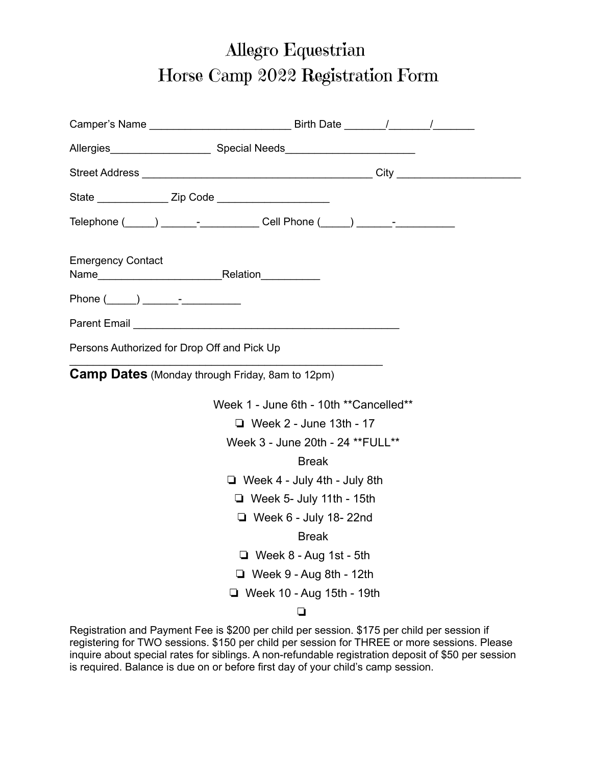# Allegro Equestrian
# Horse Camp 2022 Registration Form

Camper's Name ________________________ Birth Date _______/_______/_______

Allergies_________________ Special Needs_____________________

Street Address ________________________________________ City ____________________

State ____________ Zip Code ___________________

Telephone (_____) ______-__________ Cell Phone (_____) ______-__________

Emergency Contact
Name_____________________Relation__________

Phone (_____) ______-__________

Parent Email ______________________________________________

Persons Authorized for Drop Off and Pick Up
_______________________________________________________

**Camp Dates** (Monday through Friday, 8am to 12pm)

Week 1 - June 6th - 10th **Cancelled**

❏ Week 2 - June 13th - 17

Week 3 - June 20th - 24 **FULL**

Break

❏ Week 4 - July 4th - July 8th

❏ Week 5- July 11th - 15th

❏ Week 6 - July 18- 22nd

Break

❏ Week 8 - Aug 1st - 5th

❏ Week 9 - Aug 8th - 12th

❏ Week 10 - Aug 15th - 19th

❏

Registration and Payment Fee is $200 per child per session. $175 per child per session if registering for TWO sessions. $150 per child per session for THREE or more sessions. Please inquire about special rates for siblings. A non-refundable registration deposit of $50 per session is required. Balance is due on or before first day of your child's camp session.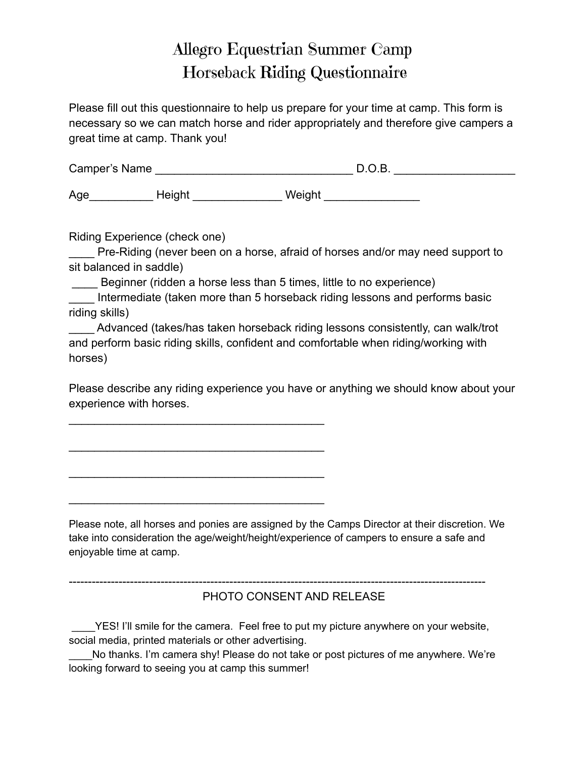# Allegro Equestrian Summer Camp
# Horseback Riding Questionnaire

Please fill out this questionnaire to help us prepare for your time at camp. This form is necessary so we can match horse and rider appropriately and therefore give campers a great time at camp. Thank you!

Camper's Name ________________________________ D.O.B. ___________________

Age__________ Height ______________ Weight _______________

Riding Experience (check one)

____ Pre-Riding (never been on a horse, afraid of horses and/or may need support to sit balanced in saddle)

____ Beginner (ridden a horse less than 5 times, little to no experience)

____ Intermediate (taken more than 5 horseback riding lessons and performs basic riding skills)

____ Advanced (takes/has taken horseback riding lessons consistently, can walk/trot and perform basic riding skills, confident and comfortable when riding/working with horses)

Please describe any riding experience you have or anything we should know about your experience with horses.

__________________________________________

__________________________________________

__________________________________________

__________________________________________

Please note, all horses and ponies are assigned by the Camps Director at their discretion. We take into consideration the age/weight/height/experience of campers to ensure a safe and enjoyable time at camp.

---

PHOTO CONSENT AND RELEASE

____YES! I'll smile for the camera. Feel free to put my picture anywhere on your website, social media, printed materials or other advertising.

____No thanks. I'm camera shy! Please do not take or post pictures of me anywhere. We're looking forward to seeing you at camp this summer!